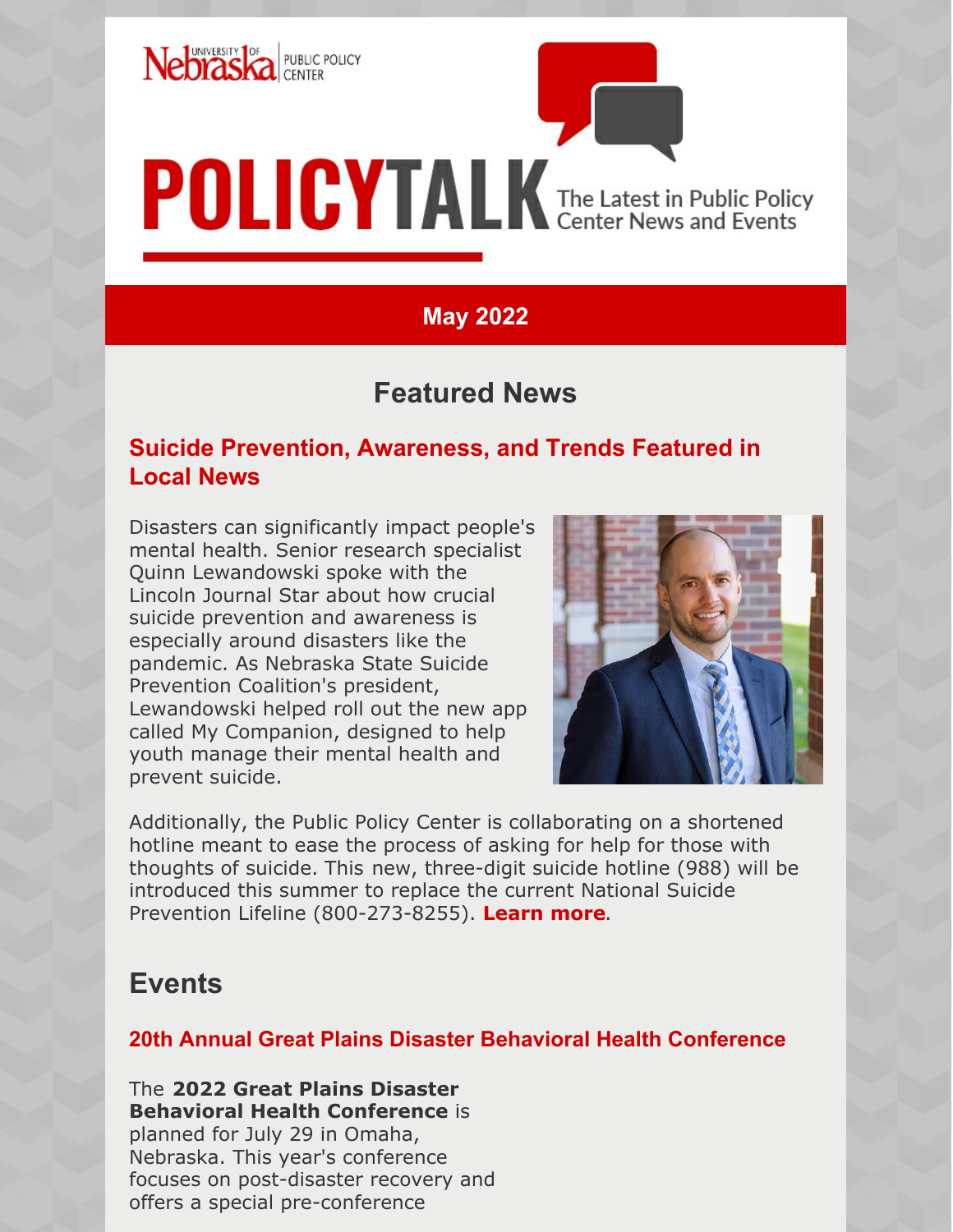University of Nebraska | PUBLIC POLICY CENTER

# POLICYTALK

The Latest in Public Policy Center News and Events

**May 2022**

## Featured News

### Suicide Prevention, Awareness, and Trends Featured in Local News

Disasters can significantly impact people's mental health. Senior research specialist Quinn Lewandowski spoke with the Lincoln Journal Star about how crucial suicide prevention and awareness is especially around disasters like the pandemic. As Nebraska State Suicide Prevention Coalition's president, Lewandowski helped roll out the new app called My Companion, designed to help youth manage their mental health and prevent suicide.

Additionally, the Public Policy Center is collaborating on a shortened hotline meant to ease the process of asking for help for those with thoughts of suicide. This new, three-digit suicide hotline (988) will be introduced this summer to replace the current National Suicide Prevention Lifeline (800-273-8255). **Learn more**.

## Events

### 20th Annual Great Plains Disaster Behavioral Health Conference

The **2022 Great Plains Disaster Behavioral Health Conference** is planned for July 29 in Omaha, Nebraska. This year's conference focuses on post-disaster recovery and offers a special pre-conference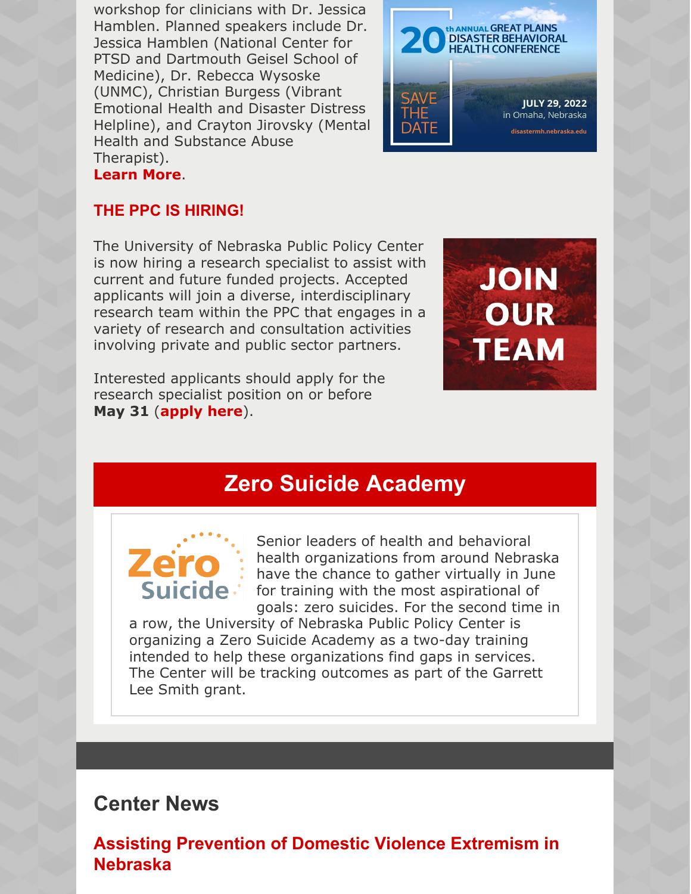workshop for clinicians with Dr. Jessica Hamblen. Planned speakers include Dr. Jessica Hamblen (National Center for PTSD and Dartmouth Geisel School of Medicine), Dr. Rebecca Wysoske (UNMC), Christian Burgess (Vibrant Emotional Health and Disaster Distress Helpline), and Crayton Jirovsky (Mental Health and Substance Abuse Therapist).
**Learn More**.

### THE PPC IS HIRING!

The University of Nebraska Public Policy Center is now hiring a research specialist to assist with current and future funded projects. Accepted applicants will join a diverse, interdisciplinary research team within the PPC that engages in a variety of research and consultation activities involving private and public sector partners.

Interested applicants should apply for the research specialist position on or before **May 31** (**apply here**).

## Zero Suicide Academy

Senior leaders of health and behavioral health organizations from around Nebraska have the chance to gather virtually in June for training with the most aspirational of goals: zero suicides. For the second time in a row, the University of Nebraska Public Policy Center is organizing a Zero Suicide Academy as a two-day training intended to help these organizations find gaps in services. The Center will be tracking outcomes as part of the Garrett Lee Smith grant.

## Center News

### Assisting Prevention of Domestic Violence Extremism in Nebraska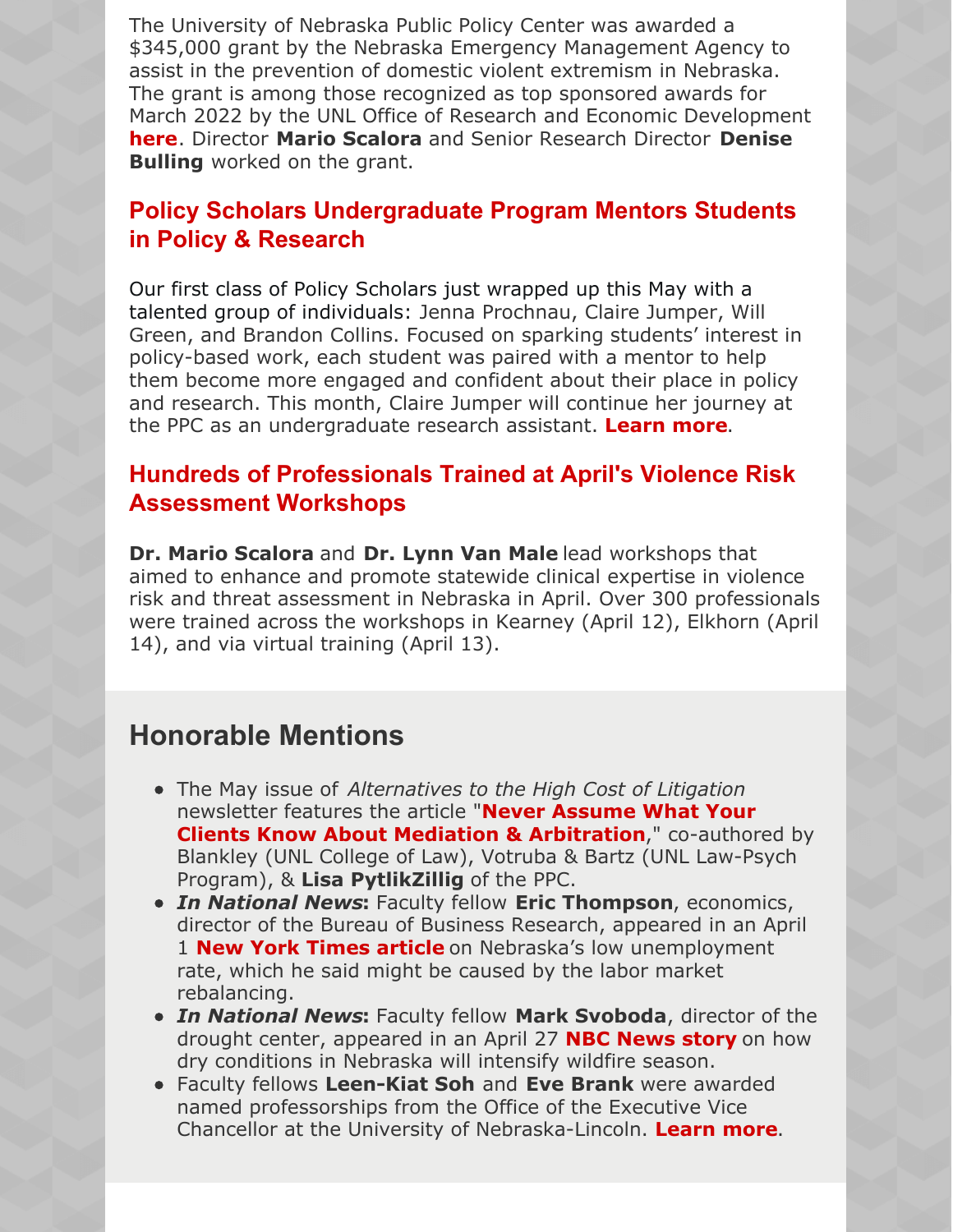The University of Nebraska Public Policy Center was awarded a $345,000 grant by the Nebraska Emergency Management Agency to assist in the prevention of domestic violent extremism in Nebraska. The grant is among those recognized as top sponsored awards for March 2022 by the UNL Office of Research and Economic Development **here**. Director **Mario Scalora** and Senior Research Director **Denise Bulling** worked on the grant.

### Policy Scholars Undergraduate Program Mentors Students in Policy & Research

Our first class of Policy Scholars just wrapped up this May with a talented group of individuals: Jenna Prochnau, Claire Jumper, Will Green, and Brandon Collins. Focused on sparking students' interest in policy-based work, each student was paired with a mentor to help them become more engaged and confident about their place in policy and research. This month, Claire Jumper will continue her journey at the PPC as an undergraduate research assistant. **Learn more**.

### Hundreds of Professionals Trained at April's Violence Risk Assessment Workshops

**Dr. Mario Scalora** and **Dr. Lynn Van Male** lead workshops that aimed to enhance and promote statewide clinical expertise in violence risk and threat assessment in Nebraska in April. Over 300 professionals were trained across the workshops in Kearney (April 12), Elkhorn (April 14), and via virtual training (April 13).

## Honorable Mentions

- The May issue of *Alternatives to the High Cost of Litigation* newsletter features the article "**Never Assume What Your Clients Know About Mediation & Arbitration**," co-authored by Blankley (UNL College of Law), Votruba & Bartz (UNL Law-Psych Program), & **Lisa PytlikZillig** of the PPC.
- ***In National News*:** Faculty fellow **Eric Thompson**, economics, director of the Bureau of Business Research, appeared in an April 1 **New York Times article** on Nebraska's low unemployment rate, which he said might be caused by the labor market rebalancing.
- ***In National News*:** Faculty fellow **Mark Svoboda**, director of the drought center, appeared in an April 27 **NBC News story** on how dry conditions in Nebraska will intensify wildfire season.
- Faculty fellows **Leen-Kiat Soh** and **Eve Brank** were awarded named professorships from the Office of the Executive Vice Chancellor at the University of Nebraska-Lincoln. **Learn more**.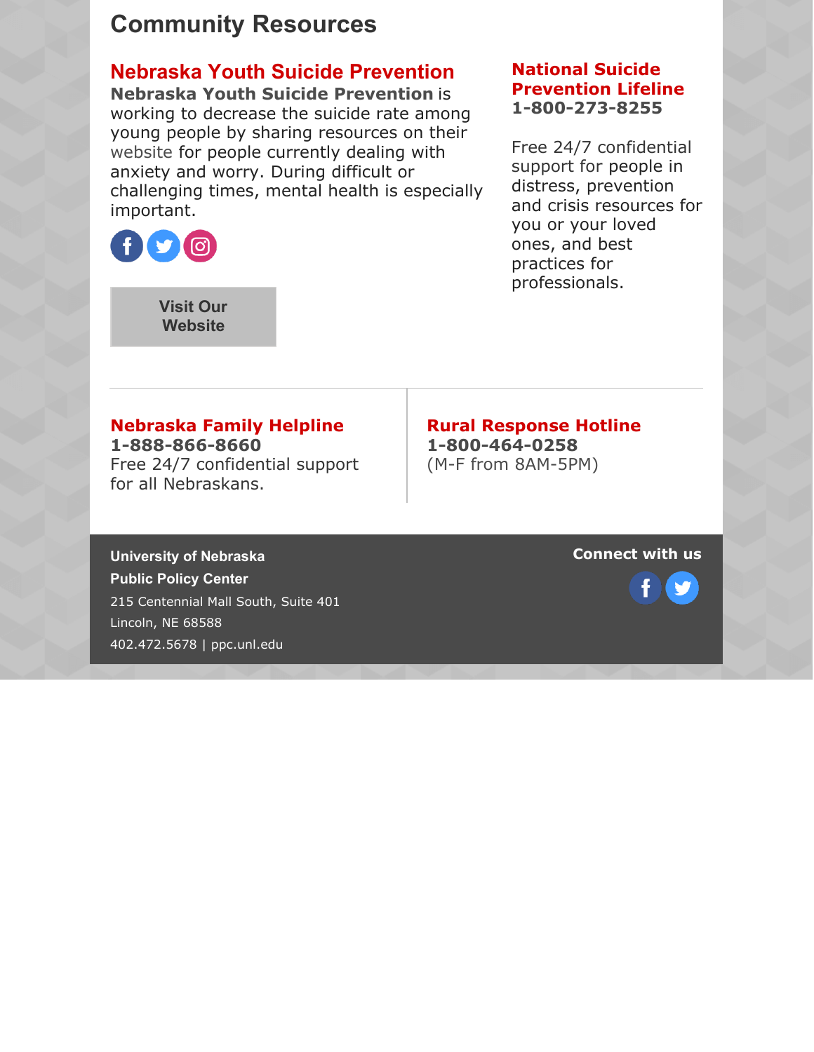# Community Resources

## Nebraska Youth Suicide Prevention

**Nebraska Youth Suicide Prevention** is working to decrease the suicide rate among young people by sharing resources on their website for people currently dealing with anxiety and worry. During difficult or challenging times, mental health is especially important.

Visit Our Website

## National Suicide Prevention Lifeline

**1-800-273-8255**

Free 24/7 confidential support for people in distress, prevention and crisis resources for you or your loved ones, and best practices for professionals.

## Nebraska Family Helpline

**1-888-866-8660**

Free 24/7 confidential support for all Nebraskans.

## Rural Response Hotline

**1-800-464-0258**

(M-F from 8AM-5PM)

**University of Nebraska**
**Public Policy Center**
215 Centennial Mall South, Suite 401
Lincoln, NE 68588
402.472.5678 | ppc.unl.edu

**Connect with us**